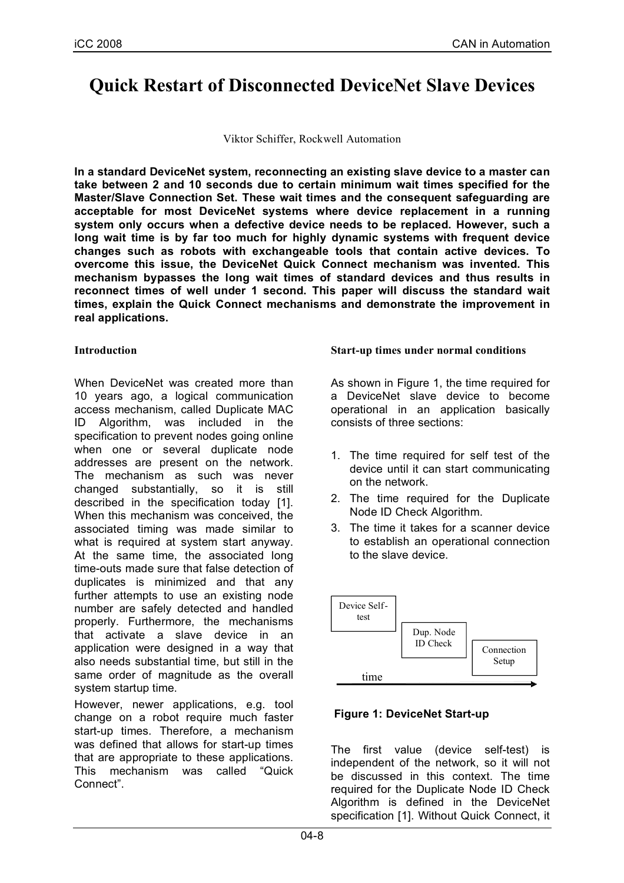# Quick Restart of Disconnected DeviceNet Slave Devices

Viktor Schiffer, Rockwell Automation

**In a standard DeviceNet system, reconnecting an existing slave device to a master can take between 2 and 10 seconds due to certain minimum wait times specified for the Master/Slave Connection Set. These wait times and the consequent safeguarding are acceptable for most DeviceNet systems where device replacement in a running system only occurs when a defective device needs to be replaced. However, such a long wait time is by far too much for highly dynamic systems with frequent device changes such as robots with exchangeable tools that contain active devices. To overcome this issue, the DeviceNet Quick Connect mechanism was invented. This mechanism bypasses the long wait times of standard devices and thus results in reconnect times of well under 1 second. This paper will discuss the standard wait times, explain the Quick Connect mechanisms and demonstrate the improvement in real applications.**

## Introduction

When DeviceNet was created more than 10 years ago, a logical communication access mechanism, called Duplicate MAC ID Algorithm, was included in the specification to prevent nodes going online when one or several duplicate node addresses are present on the network. The mechanism as such was never changed substantially, so it is still described in the specification today [1]. When this mechanism was conceived, the associated timing was made similar to what is required at system start anyway. At the same time, the associated long time-outs made sure that false detection of duplicates is minimized and that any further attempts to use an existing node number are safely detected and handled properly. Furthermore, the mechanisms that activate a slave device in an application were designed in a way that also needs substantial time, but still in the same order of magnitude as the overall system startup time.

However, newer applications, e.g. tool change on a robot require much faster start-up times. Therefore, a mechanism was defined that allows for start-up times that are appropriate to these applications. This mechanism was called "Quick Connect".

## Start-up times under normal conditions

As shown in Figure 1, the time required for a DeviceNet slave device to become operational in an application basically consists of three sections:

1. The time required for self test of the device until it can start communicating on the network.
2. The time required for the Duplicate Node ID Check Algorithm.
3. The time it takes for a scanner device to establish an operational connection to the slave device.

Device Self-test → Dup. Node ID Check → Connection Setup (time)

**Figure 1: DeviceNet Start-up**

The first value (device self-test) is independent of the network, so it will not be discussed in this context. The time required for the Duplicate Node ID Check Algorithm is defined in the DeviceNet specification [1]. Without Quick Connect, it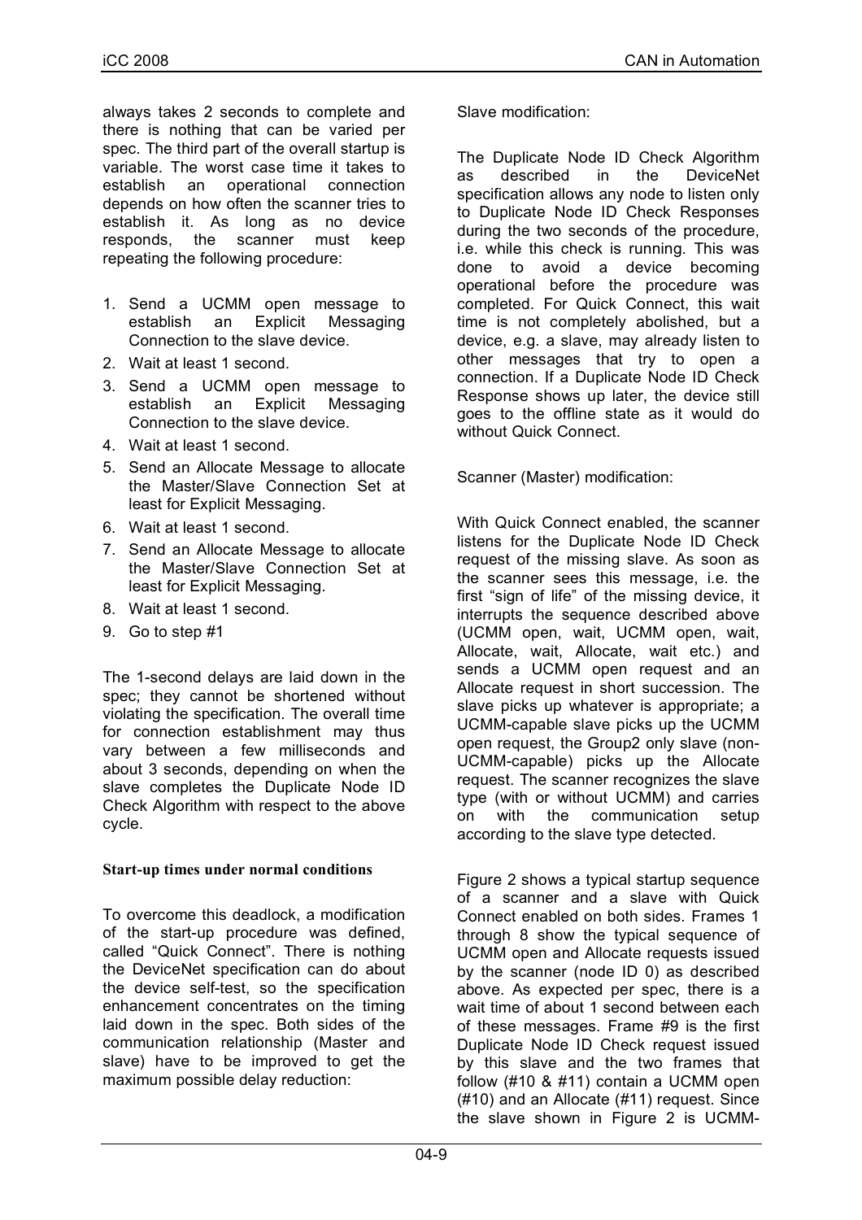always takes 2 seconds to complete and there is nothing that can be varied per spec. The third part of the overall startup is variable. The worst case time it takes to establish an operational connection depends on how often the scanner tries to establish it. As long as no device responds, the scanner must keep repeating the following procedure:

1. Send a UCMM open message to establish an Explicit Messaging Connection to the slave device.
2. Wait at least 1 second.
3. Send a UCMM open message to establish an Explicit Messaging Connection to the slave device.
4. Wait at least 1 second.
5. Send an Allocate Message to allocate the Master/Slave Connection Set at least for Explicit Messaging.
6. Wait at least 1 second.
7. Send an Allocate Message to allocate the Master/Slave Connection Set at least for Explicit Messaging.
8. Wait at least 1 second.
9. Go to step #1

The 1-second delays are laid down in the spec; they cannot be shortened without violating the specification. The overall time for connection establishment may thus vary between a few milliseconds and about 3 seconds, depending on when the slave completes the Duplicate Node ID Check Algorithm with respect to the above cycle.

### Start-up times under normal conditions

To overcome this deadlock, a modification of the start-up procedure was defined, called "Quick Connect". There is nothing the DeviceNet specification can do about the device self-test, so the specification enhancement concentrates on the timing laid down in the spec. Both sides of the communication relationship (Master and slave) have to be improved to get the maximum possible delay reduction:

Slave modification:

The Duplicate Node ID Check Algorithm as described in the DeviceNet specification allows any node to listen only to Duplicate Node ID Check Responses during the two seconds of the procedure, i.e. while this check is running. This was done to avoid a device becoming operational before the procedure was completed. For Quick Connect, this wait time is not completely abolished, but a device, e.g. a slave, may already listen to other messages that try to open a connection. If a Duplicate Node ID Check Response shows up later, the device still goes to the offline state as it would do without Quick Connect.

Scanner (Master) modification:

With Quick Connect enabled, the scanner listens for the Duplicate Node ID Check request of the missing slave. As soon as the scanner sees this message, i.e. the first "sign of life" of the missing device, it interrupts the sequence described above (UCMM open, wait, UCMM open, wait, Allocate, wait, Allocate, wait etc.) and sends a UCMM open request and an Allocate request in short succession. The slave picks up whatever is appropriate; a UCMM-capable slave picks up the UCMM open request, the Group2 only slave (non-UCMM-capable) picks up the Allocate request. The scanner recognizes the slave type (with or without UCMM) and carries on with the communication setup according to the slave type detected.

Figure 2 shows a typical startup sequence of a scanner and a slave with Quick Connect enabled on both sides. Frames 1 through 8 show the typical sequence of UCMM open and Allocate requests issued by the scanner (node ID 0) as described above. As expected per spec, there is a wait time of about 1 second between each of these messages. Frame #9 is the first Duplicate Node ID Check request issued by this slave and the two frames that follow (#10 & #11) contain a UCMM open (#10) and an Allocate (#11) request. Since the slave shown in Figure 2 is UCMM-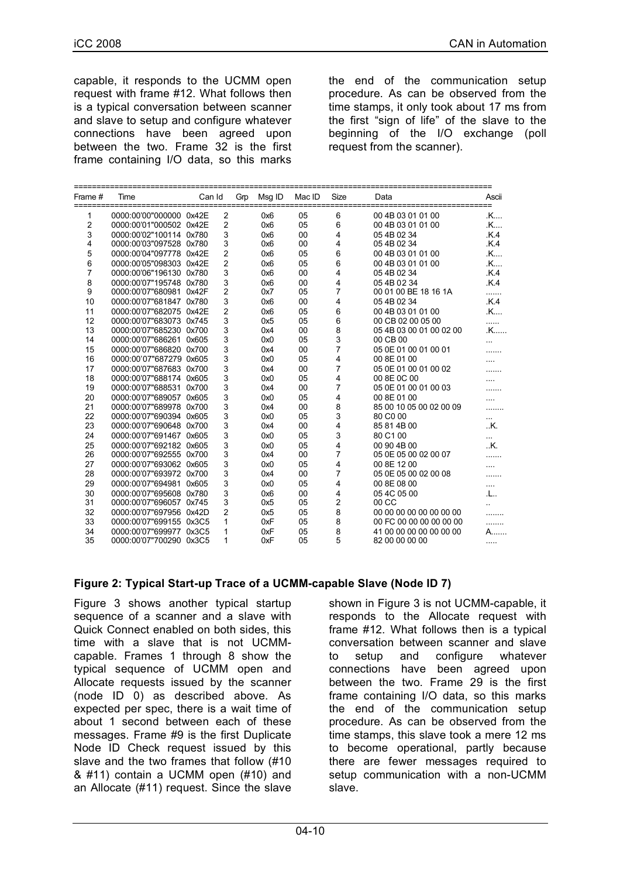capable, it responds to the UCMM open request with frame #12. What follows then is a typical conversation between scanner and slave to setup and configure whatever connections have been agreed upon between the two. Frame 32 is the first frame containing I/O data, so this marks the end of the communication setup procedure. As can be observed from the time stamps, it only took about 17 ms from the first "sign of life" of the slave to the beginning of the I/O exchange (poll request from the scanner).

| Frame # | Time | Can Id | Grp | Msg ID | Mac ID | Size | Data | Ascii |
|---|---|---|---|---|---|---|---|---|
| 1 | 0000:00'00"000000 | 0x42E | 2 | 0x6 | 05 | 6 | 00 4B 03 01 01 00 | .K.... |
| 2 | 0000:00'01"000502 | 0x42E | 2 | 0x6 | 05 | 6 | 00 4B 03 01 01 00 | .K.... |
| 3 | 0000:00'02"100114 | 0x780 | 3 | 0x6 | 00 | 4 | 05 4B 02 34 | .K.4 |
| 4 | 0000:00'03"097528 | 0x780 | 3 | 0x6 | 00 | 4 | 05 4B 02 34 | .K.4 |
| 5 | 0000:00'04"097778 | 0x42E | 2 | 0x6 | 05 | 6 | 00 4B 03 01 01 00 | .K.... |
| 6 | 0000:00'05"098303 | 0x42E | 2 | 0x6 | 05 | 6 | 00 4B 03 01 01 00 | .K.... |
| 7 | 0000:00'06"196130 | 0x780 | 3 | 0x6 | 00 | 4 | 05 4B 02 34 | .K.4 |
| 8 | 0000:00'07"195748 | 0x780 | 3 | 0x6 | 00 | 4 | 05 4B 02 34 | .K.4 |
| 9 | 0000:00'07"680981 | 0x42F | 2 | 0x7 | 05 | 7 | 00 01 00 BE 18 16 1A | ....... |
| 10 | 0000:00'07"681847 | 0x780 | 3 | 0x6 | 00 | 4 | 05 4B 02 34 | .K.4 |
| 11 | 0000:00'07"682075 | 0x42E | 2 | 0x6 | 05 | 6 | 00 4B 03 01 01 00 | .K.... |
| 12 | 0000:00'07"683073 | 0x745 | 3 | 0x5 | 05 | 6 | 00 CB 02 00 05 00 | ...... |
| 13 | 0000:00'07"685230 | 0x700 | 3 | 0x4 | 00 | 8 | 05 4B 03 00 01 00 02 00 | .K...... |
| 14 | 0000:00'07"686261 | 0x605 | 3 | 0x0 | 05 | 3 | 00 CB 00 | ... |
| 15 | 0000:00'07"686820 | 0x700 | 3 | 0x4 | 00 | 7 | 05 0E 01 00 01 00 01 | ....... |
| 16 | 0000:00'07"687279 | 0x605 | 3 | 0x0 | 05 | 4 | 00 8E 01 00 | .... |
| 17 | 0000:00'07"687683 | 0x700 | 3 | 0x4 | 00 | 7 | 05 0E 01 00 01 00 02 | ....... |
| 18 | 0000:00'07"688174 | 0x605 | 3 | 0x0 | 05 | 4 | 00 8E 0C 00 | .... |
| 19 | 0000:00'07"688531 | 0x700 | 3 | 0x4 | 00 | 7 | 05 0E 01 00 01 00 03 | ....... |
| 20 | 0000:00'07"689057 | 0x605 | 3 | 0x0 | 05 | 4 | 00 8E 01 00 | .... |
| 21 | 0000:00'07"689978 | 0x700 | 3 | 0x4 | 00 | 8 | 85 00 10 05 00 02 00 09 | ........ |
| 22 | 0000:00'07"690394 | 0x605 | 3 | 0x0 | 05 | 3 | 80 C0 00 | ... |
| 23 | 0000:00'07"690648 | 0x700 | 3 | 0x4 | 00 | 4 | 85 81 4B 00 | ..K. |
| 24 | 0000:00'07"691467 | 0x605 | 3 | 0x0 | 05 | 3 | 80 C1 00 | ... |
| 25 | 0000:00'07"692182 | 0x605 | 3 | 0x0 | 05 | 4 | 00 90 4B 00 | ..K. |
| 26 | 0000:00'07"692555 | 0x700 | 3 | 0x4 | 00 | 7 | 05 0E 05 00 02 00 07 | ....... |
| 27 | 0000:00'07"693062 | 0x605 | 3 | 0x0 | 05 | 4 | 00 8E 12 00 | .... |
| 28 | 0000:00'07"693972 | 0x700 | 3 | 0x4 | 00 | 7 | 05 0E 05 00 02 00 08 | ....... |
| 29 | 0000:00'07"694981 | 0x605 | 3 | 0x0 | 05 | 4 | 00 8E 08 00 | .... |
| 30 | 0000:00'07"695608 | 0x780 | 3 | 0x6 | 00 | 4 | 05 4C 05 00 | .L.. |
| 31 | 0000:00'07"696057 | 0x745 | 3 | 0x5 | 05 | 2 | 00 CC | .. |
| 32 | 0000:00'07"697956 | 0x42D | 2 | 0x5 | 05 | 8 | 00 00 00 00 00 00 00 00 | ........ |
| 33 | 0000:00'07"699155 | 0x3C5 | 1 | 0xF | 05 | 8 | 00 FC 00 00 00 00 00 00 | ........ |
| 34 | 0000:00'07"699977 | 0x3C5 | 1 | 0xF | 05 | 8 | 41 00 00 00 00 00 00 00 | A....... |
| 35 | 0000:00'07"700290 | 0x3C5 | 1 | 0xF | 05 | 5 | 82 00 00 00 00 | ..... |

**Figure 2: Typical Start-up Trace of a UCMM-capable Slave (Node ID 7)**

Figure 3 shows another typical startup sequence of a scanner and a slave with Quick Connect enabled on both sides, this time with a slave that is not UCMM-capable. Frames 1 through 8 show the typical sequence of UCMM open and Allocate requests issued by the scanner (node ID 0) as described above. As expected per spec, there is a wait time of about 1 second between each of these messages. Frame #9 is the first Duplicate Node ID Check request issued by this slave and the two frames that follow (#10 & #11) contain a UCMM open (#10) and an Allocate (#11) request. Since the slave shown in Figure 3 is not UCMM-capable, it responds to the Allocate request with frame #12. What follows then is a typical conversation between scanner and slave to setup and configure whatever connections have been agreed upon between the two. Frame 29 is the first frame containing I/O data, so this marks the end of the communication setup procedure. As can be observed from the time stamps, this slave took a mere 12 ms to become operational, partly because there are fewer messages required to setup communication with a non-UCMM slave.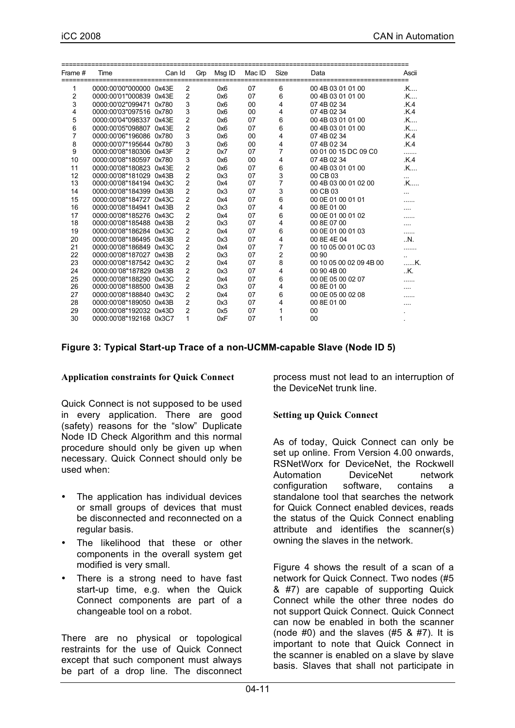| Frame # | Time | Can Id | Grp | Msg ID | Mac ID | Size | Data | Ascii |
|---|---|---|---|---|---|---|---|---|
| 1 | 0000:00'00"000000 | 0x43E | 2 | 0x6 | 07 | 6 | 00 4B 03 01 01 00 | .K.... |
| 2 | 0000:00'01"000839 | 0x43E | 2 | 0x6 | 07 | 6 | 00 4B 03 01 01 00 | .K.... |
| 3 | 0000:00'02"099471 | 0x780 | 3 | 0x6 | 00 | 4 | 07 4B 02 34 | .K.4 |
| 4 | 0000:00'03"097516 | 0x780 | 3 | 0x6 | 00 | 4 | 07 4B 02 34 | .K.4 |
| 5 | 0000:00'04"098337 | 0x43E | 2 | 0x6 | 07 | 6 | 00 4B 03 01 01 00 | .K.... |
| 6 | 0000:00'05"098807 | 0x43E | 2 | 0x6 | 07 | 6 | 00 4B 03 01 01 00 | .K.... |
| 7 | 0000:00'06"196086 | 0x780 | 3 | 0x6 | 00 | 4 | 07 4B 02 34 | .K.4 |
| 8 | 0000:00'07"195644 | 0x780 | 3 | 0x6 | 00 | 4 | 07 4B 02 34 | .K.4 |
| 9 | 0000:00'08"180306 | 0x43F | 2 | 0x7 | 07 | 7 | 00 01 00 15 DC 09 C0 | ....... |
| 10 | 0000:00'08"180597 | 0x780 | 3 | 0x6 | 00 | 4 | 07 4B 02 34 | .K.4 |
| 11 | 0000:00'08"180823 | 0x43E | 2 | 0x6 | 07 | 6 | 00 4B 03 01 01 00 | .K.... |
| 12 | 0000:00'08"181029 | 0x43B | 2 | 0x3 | 07 | 3 | 00 CB 03 | ... |
| 13 | 0000:00'08"184194 | 0x43C | 2 | 0x4 | 07 | 7 | 00 4B 03 00 01 02 00 | .K..... |
| 14 | 0000:00'08"184399 | 0x43B | 2 | 0x3 | 07 | 3 | 00 CB 03 | ... |
| 15 | 0000:00'08"184727 | 0x43C | 2 | 0x4 | 07 | 6 | 00 0E 01 00 01 01 | ...... |
| 16 | 0000:00'08"184941 | 0x43B | 2 | 0x3 | 07 | 4 | 00 8E 01 00 | .... |
| 17 | 0000:00'08"185276 | 0x43C | 2 | 0x4 | 07 | 6 | 00 0E 01 00 01 02 | ...... |
| 18 | 0000:00'08"185488 | 0x43B | 2 | 0x3 | 07 | 4 | 00 8E 07 00 | .... |
| 19 | 0000:00'08"186284 | 0x43C | 2 | 0x4 | 07 | 6 | 00 0E 01 00 01 03 | ...... |
| 20 | 0000:00'08"186495 | 0x43B | 2 | 0x3 | 07 | 4 | 00 8E 4E 04 | ..N. |
| 21 | 0000:00'08"186849 | 0x43C | 2 | 0x4 | 07 | 7 | 00 10 05 00 01 0C 03 | ....... |
| 22 | 0000:00'08"187027 | 0x43B | 2 | 0x3 | 07 | 2 | 00 90 | .. |
| 23 | 0000:00'08"187542 | 0x43C | 2 | 0x4 | 07 | 8 | 00 10 05 00 02 09 4B 00 | ......K. |
| 24 | 0000:00'08"187829 | 0x43B | 2 | 0x3 | 07 | 4 | 00 90 4B 00 | ..K. |
| 25 | 0000:00'08"188290 | 0x43C | 2 | 0x4 | 07 | 6 | 00 0E 05 00 02 07 | ...... |
| 26 | 0000:00'08"188500 | 0x43B | 2 | 0x3 | 07 | 4 | 00 8E 01 00 | .... |
| 27 | 0000:00'08"188840 | 0x43C | 2 | 0x4 | 07 | 6 | 00 0E 05 00 02 08 | ...... |
| 28 | 0000:00'08"189050 | 0x43B | 2 | 0x3 | 07 | 4 | 00 8E 01 00 | .... |
| 29 | 0000:00'08"192032 | 0x43D | 2 | 0x5 | 07 | 1 | 00 | . |
| 30 | 0000:00'08"192168 | 0x3C7 | 1 | 0xF | 07 | 1 | 00 | . |

**Figure 3: Typical Start-up Trace of a non-UCMM-capable Slave (Node ID 5)**

### Application constraints for Quick Connect

Quick Connect is not supposed to be used in every application. There are good (safety) reasons for the "slow" Duplicate Node ID Check Algorithm and this normal procedure should only be given up when necessary. Quick Connect should only be used when:

- The application has individual devices or small groups of devices that must be disconnected and reconnected on a regular basis.
- The likelihood that these or other components in the overall system get modified is very small.
- There is a strong need to have fast start-up time, e.g. when the Quick Connect components are part of a changeable tool on a robot.

There are no physical or topological restraints for the use of Quick Connect except that such component must always be part of a drop line. The disconnect process must not lead to an interruption of the DeviceNet trunk line.

### Setting up Quick Connect

As of today, Quick Connect can only be set up online. From Version 4.00 onwards, RSNetWorx for DeviceNet, the Rockwell Automation DeviceNet network configuration software, contains a standalone tool that searches the network for Quick Connect enabled devices, reads the status of the Quick Connect enabling attribute and identifies the scanner(s) owning the slaves in the network.

Figure 4 shows the result of a scan of a network for Quick Connect. Two nodes (#5 & #7) are capable of supporting Quick Connect while the other three nodes do not support Quick Connect. Quick Connect can now be enabled in both the scanner (node #0) and the slaves (#5 & #7). It is important to note that Quick Connect in the scanner is enabled on a slave by slave basis. Slaves that shall not participate in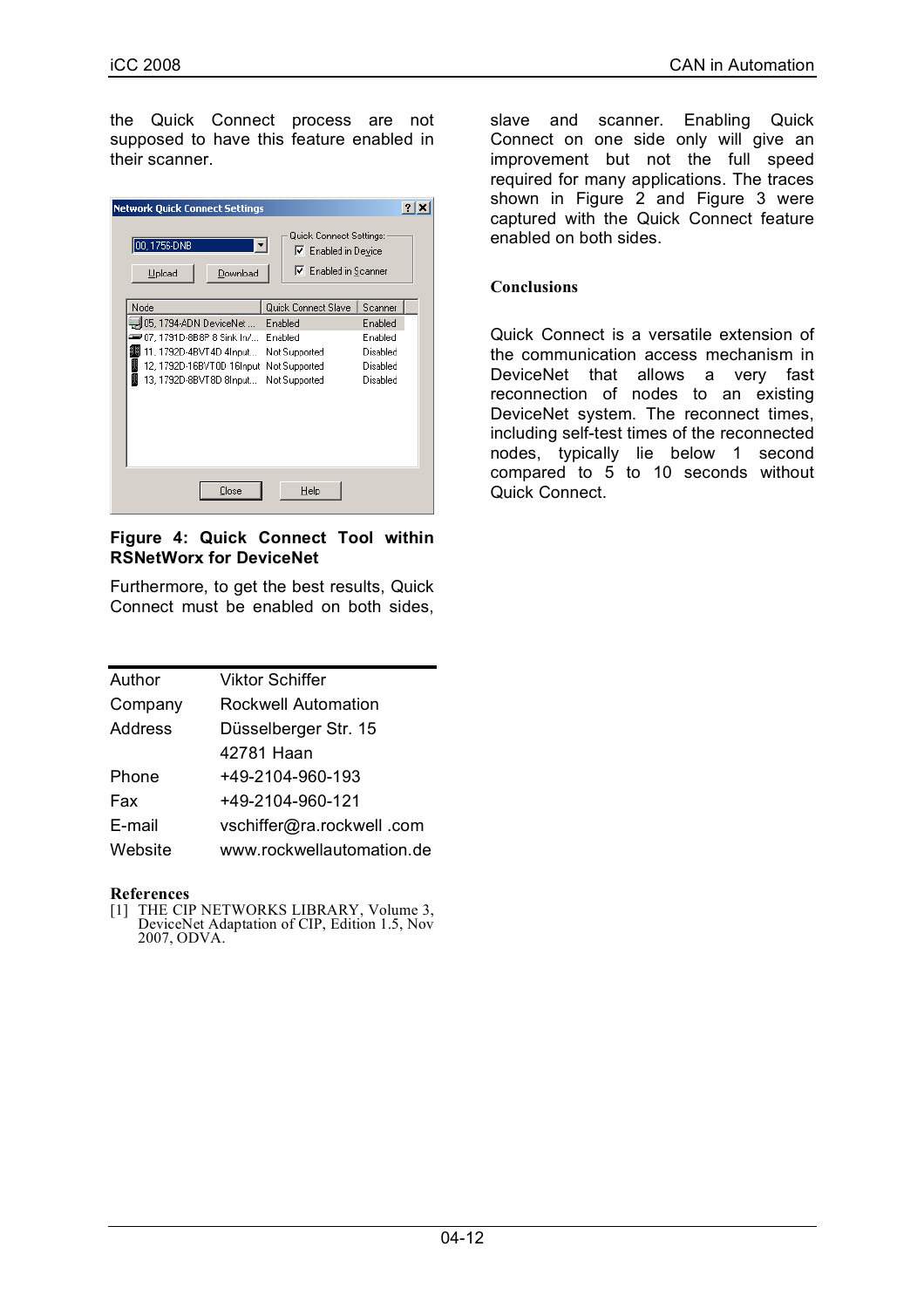the Quick Connect process are not supposed to have this feature enabled in their scanner.

**Figure 4: Quick Connect Tool within RSNetWorx for DeviceNet**

Furthermore, to get the best results, Quick Connect must be enabled on both sides, slave and scanner. Enabling Quick Connect on one side only will give an improvement but not the full speed required for many applications. The traces shown in Figure 2 and Figure 3 were captured with the Quick Connect feature enabled on both sides.

## Conclusions

Quick Connect is a versatile extension of the communication access mechanism in DeviceNet that allows a very fast reconnection of nodes to an existing DeviceNet system. The reconnect times, including self-test times of the reconnected nodes, typically lie below 1 second compared to 5 to 10 seconds without Quick Connect.

| | |
|---|---|
| Author | Viktor Schiffer |
| Company | Rockwell Automation |
| Address | Düsselberger Str. 15 |
| | 42781 Haan |
| Phone | +49-2104-960-193 |
| Fax | +49-2104-960-121 |
| E-mail | vschiffer@ra.rockwell .com |
| Website | www.rockwellautomation.de |

## References

[1] THE CIP NETWORKS LIBRARY, Volume 3, DeviceNet Adaptation of CIP, Edition 1.5, Nov 2007, ODVA.